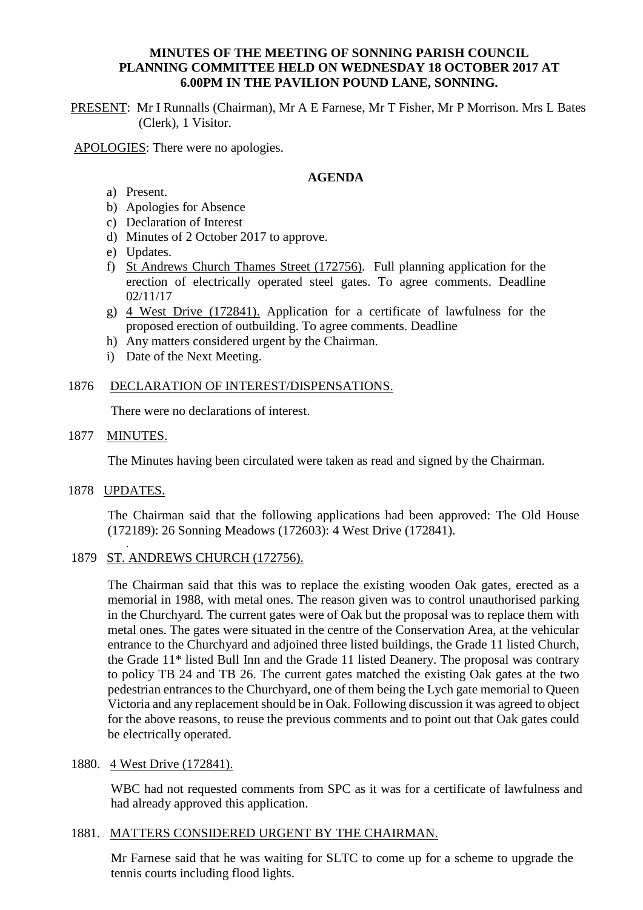# MINUTES OF THE MEETING OF SONNING PARISH COUNCIL PLANNING COMMITTEE HELD ON WEDNESDAY 18 OCTOBER 2017 AT 6.00PM IN THE PAVILION POUND LANE, SONNING.

PRESENT: Mr I Runnalls (Chairman), Mr A E Farnese, Mr T Fisher, Mr P Morrison. Mrs L Bates (Clerk), 1 Visitor.

APOLOGIES: There were no apologies.

## AGENDA

a) Present.
b) Apologies for Absence
c) Declaration of Interest
d) Minutes of 2 October 2017 to approve.
e) Updates.
f) St Andrews Church Thames Street (172756). Full planning application for the erection of electrically operated steel gates. To agree comments. Deadline 02/11/17
g) 4 West Drive (172841). Application for a certificate of lawfulness for the proposed erection of outbuilding. To agree comments. Deadline
h) Any matters considered urgent by the Chairman.
i) Date of the Next Meeting.

1876 DECLARATION OF INTEREST/DISPENSATIONS.

There were no declarations of interest.

1877 MINUTES.

The Minutes having been circulated were taken as read and signed by the Chairman.

1878 UPDATES.

The Chairman said that the following applications had been approved: The Old House (172189): 26 Sonning Meadows (172603): 4 West Drive (172841).

1879 ST. ANDREWS CHURCH (172756).

The Chairman said that this was to replace the existing wooden Oak gates, erected as a memorial in 1988, with metal ones. The reason given was to control unauthorised parking in the Churchyard. The current gates were of Oak but the proposal was to replace them with metal ones. The gates were situated in the centre of the Conservation Area, at the vehicular entrance to the Churchyard and adjoined three listed buildings, the Grade 11 listed Church, the Grade 11* listed Bull Inn and the Grade 11 listed Deanery. The proposal was contrary to policy TB 24 and TB 26. The current gates matched the existing Oak gates at the two pedestrian entrances to the Churchyard, one of them being the Lych gate memorial to Queen Victoria and any replacement should be in Oak. Following discussion it was agreed to object for the above reasons, to reuse the previous comments and to point out that Oak gates could be electrically operated.

1880. 4 West Drive (172841).

WBC had not requested comments from SPC as it was for a certificate of lawfulness and had already approved this application.

1881. MATTERS CONSIDERED URGENT BY THE CHAIRMAN.

Mr Farnese said that he was waiting for SLTC to come up for a scheme to upgrade the tennis courts including flood lights.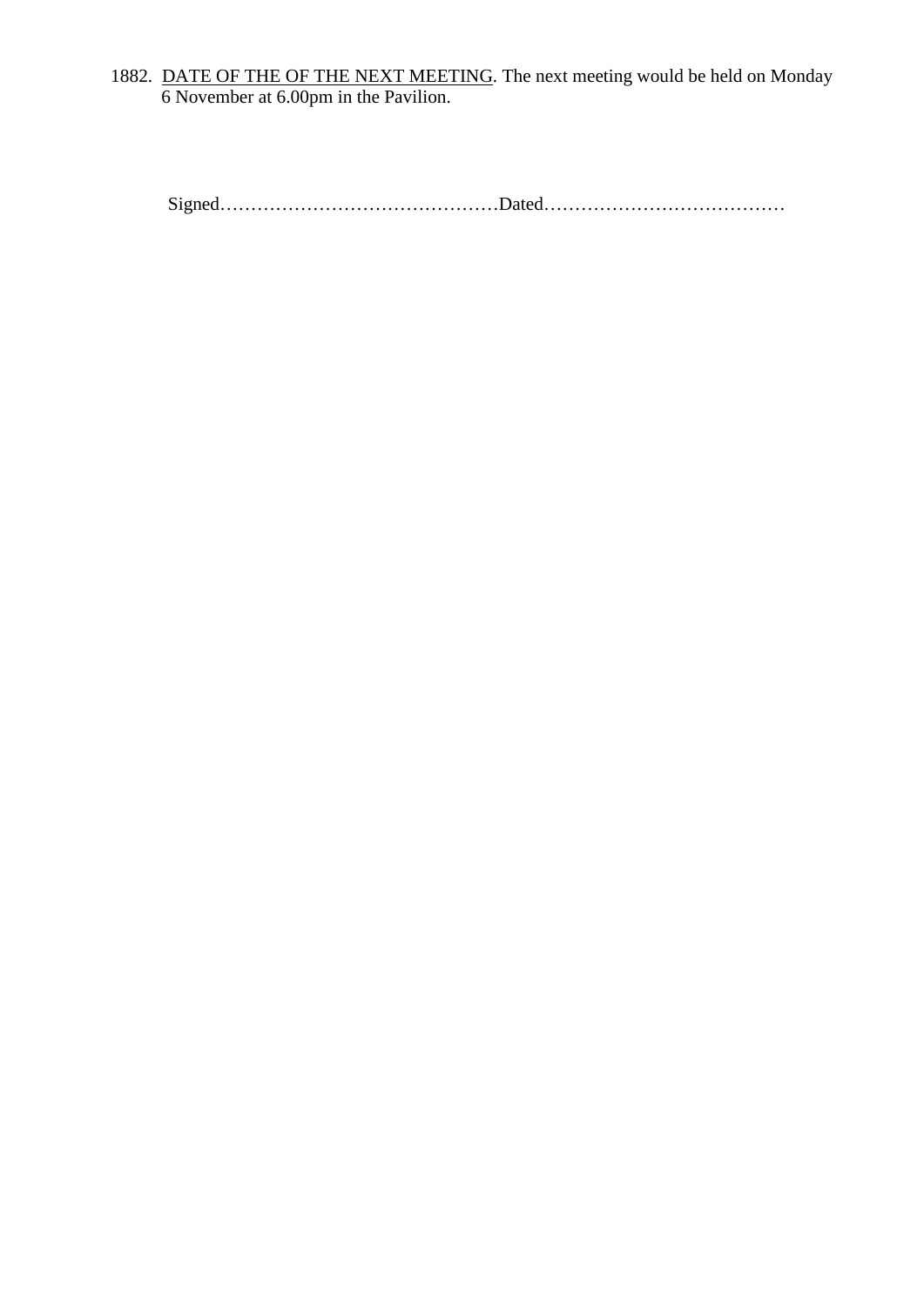1882. <u>DATE OF THE OF THE NEXT MEETING</u>. The next meeting would be held on Monday 6 November at 6.00pm in the Pavilion.

Signed………………………………………Dated…………………………………